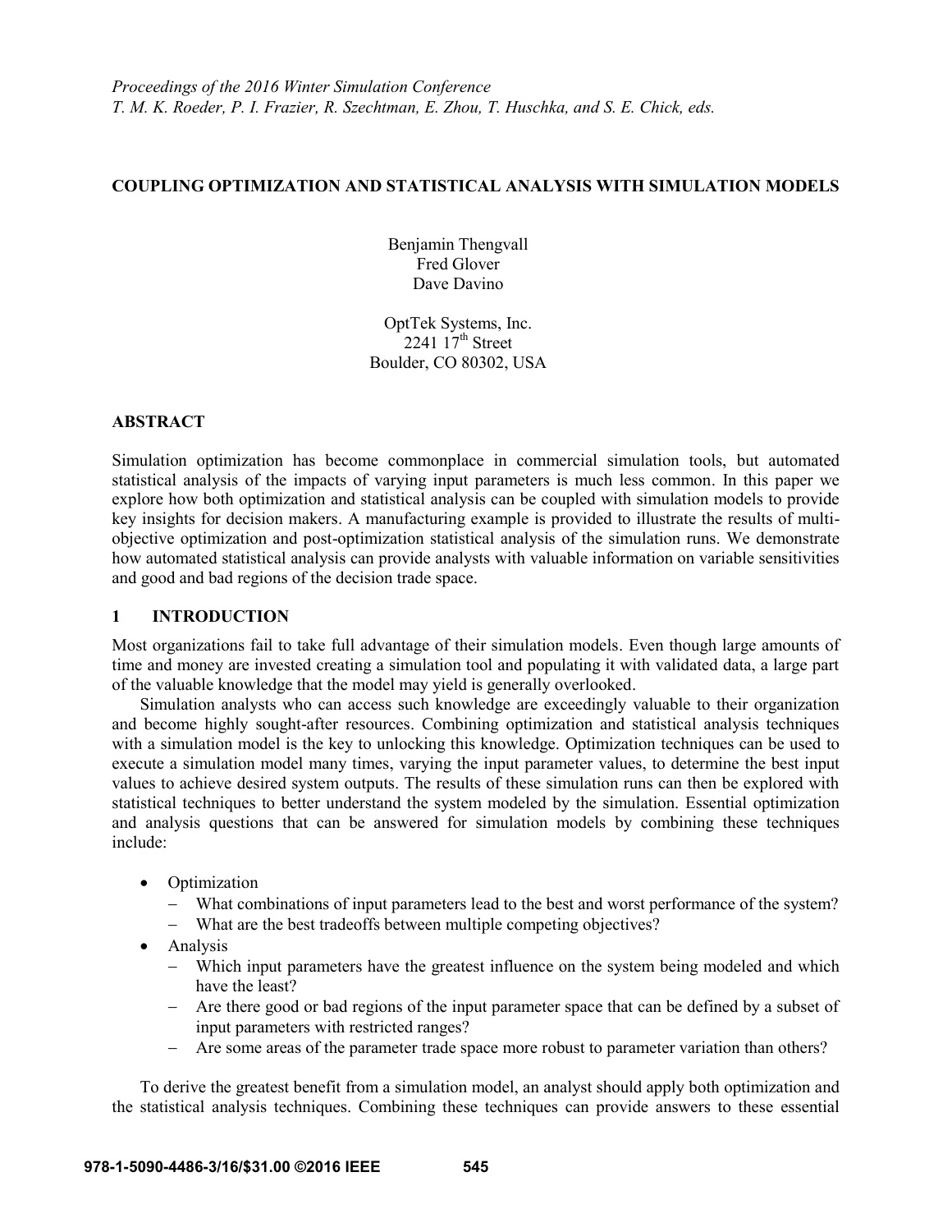*Proceedings of the 2016 Winter Simulation Conference*
*T. M. K. Roeder, P. I. Frazier, R. Szechtman, E. Zhou, T. Huschka, and S. E. Chick, eds.*

# COUPLING OPTIMIZATION AND STATISTICAL ANALYSIS WITH SIMULATION MODELS

Benjamin Thengvall
Fred Glover
Dave Davino

OptTek Systems, Inc.
2241 17th Street
Boulder, CO 80302, USA

## ABSTRACT

Simulation optimization has become commonplace in commercial simulation tools, but automated statistical analysis of the impacts of varying input parameters is much less common. In this paper we explore how both optimization and statistical analysis can be coupled with simulation models to provide key insights for decision makers. A manufacturing example is provided to illustrate the results of multi-objective optimization and post-optimization statistical analysis of the simulation runs. We demonstrate how automated statistical analysis can provide analysts with valuable information on variable sensitivities and good and bad regions of the decision trade space.

## 1 INTRODUCTION

Most organizations fail to take full advantage of their simulation models. Even though large amounts of time and money are invested creating a simulation tool and populating it with validated data, a large part of the valuable knowledge that the model may yield is generally overlooked.

Simulation analysts who can access such knowledge are exceedingly valuable to their organization and become highly sought-after resources. Combining optimization and statistical analysis techniques with a simulation model is the key to unlocking this knowledge. Optimization techniques can be used to execute a simulation model many times, varying the input parameter values, to determine the best input values to achieve desired system outputs. The results of these simulation runs can then be explored with statistical techniques to better understand the system modeled by the simulation. Essential optimization and analysis questions that can be answered for simulation models by combining these techniques include:

- Optimization
  - What combinations of input parameters lead to the best and worst performance of the system?
  - What are the best tradeoffs between multiple competing objectives?
- Analysis
  - Which input parameters have the greatest influence on the system being modeled and which have the least?
  - Are there good or bad regions of the input parameter space that can be defined by a subset of input parameters with restricted ranges?
  - Are some areas of the parameter trade space more robust to parameter variation than others?

To derive the greatest benefit from a simulation model, an analyst should apply both optimization and the statistical analysis techniques. Combining these techniques can provide answers to these essential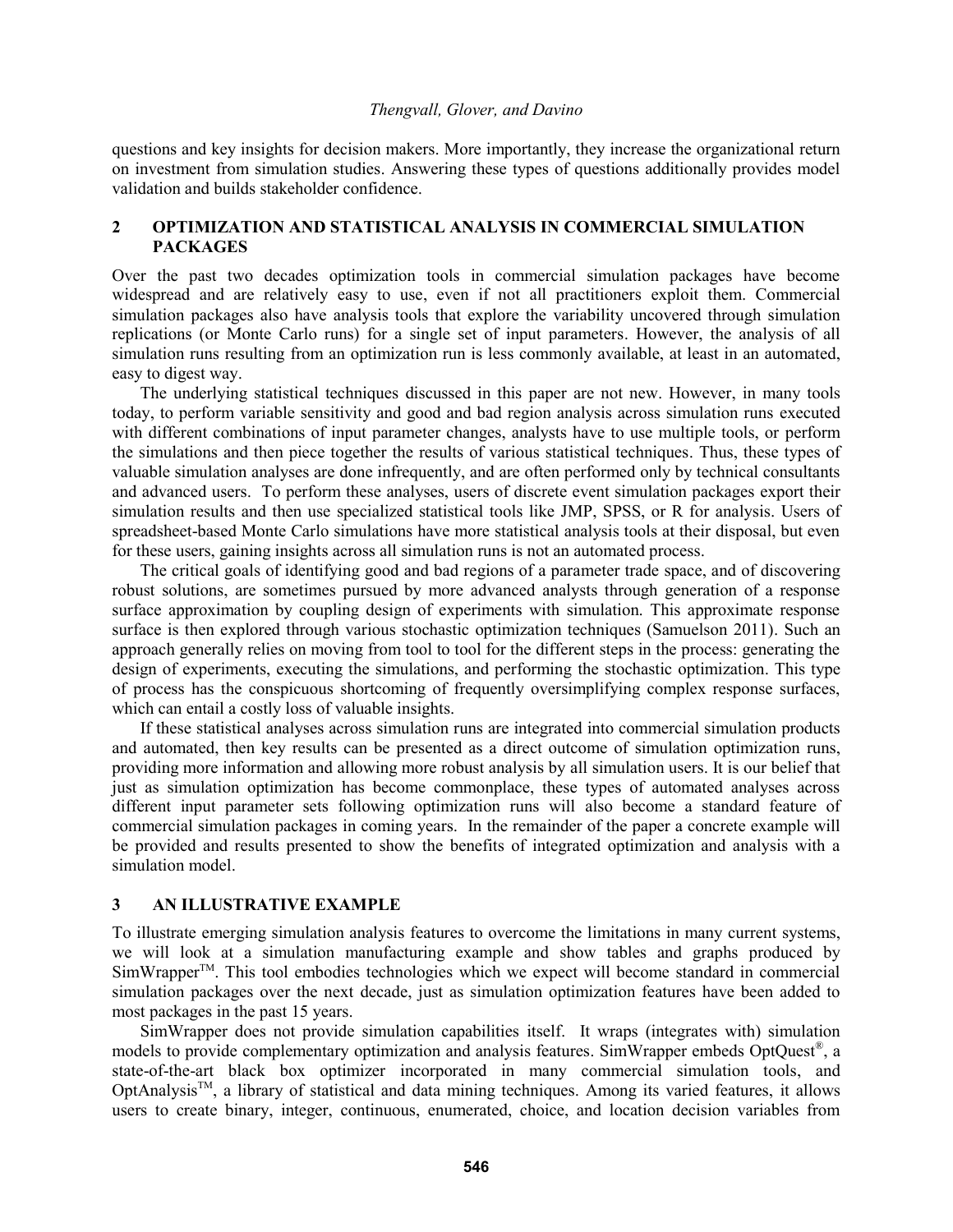questions and key insights for decision makers. More importantly, they increase the organizational return on investment from simulation studies. Answering these types of questions additionally provides model validation and builds stakeholder confidence.

## 2 OPTIMIZATION AND STATISTICAL ANALYSIS IN COMMERCIAL SIMULATION PACKAGES

Over the past two decades optimization tools in commercial simulation packages have become widespread and are relatively easy to use, even if not all practitioners exploit them. Commercial simulation packages also have analysis tools that explore the variability uncovered through simulation replications (or Monte Carlo runs) for a single set of input parameters. However, the analysis of all simulation runs resulting from an optimization run is less commonly available, at least in an automated, easy to digest way.

The underlying statistical techniques discussed in this paper are not new. However, in many tools today, to perform variable sensitivity and good and bad region analysis across simulation runs executed with different combinations of input parameter changes, analysts have to use multiple tools, or perform the simulations and then piece together the results of various statistical techniques. Thus, these types of valuable simulation analyses are done infrequently, and are often performed only by technical consultants and advanced users. To perform these analyses, users of discrete event simulation packages export their simulation results and then use specialized statistical tools like JMP, SPSS, or R for analysis. Users of spreadsheet-based Monte Carlo simulations have more statistical analysis tools at their disposal, but even for these users, gaining insights across all simulation runs is not an automated process.

The critical goals of identifying good and bad regions of a parameter trade space, and of discovering robust solutions, are sometimes pursued by more advanced analysts through generation of a response surface approximation by coupling design of experiments with simulation. This approximate response surface is then explored through various stochastic optimization techniques (Samuelson 2011). Such an approach generally relies on moving from tool to tool for the different steps in the process: generating the design of experiments, executing the simulations, and performing the stochastic optimization. This type of process has the conspicuous shortcoming of frequently oversimplifying complex response surfaces, which can entail a costly loss of valuable insights.

If these statistical analyses across simulation runs are integrated into commercial simulation products and automated, then key results can be presented as a direct outcome of simulation optimization runs, providing more information and allowing more robust analysis by all simulation users. It is our belief that just as simulation optimization has become commonplace, these types of automated analyses across different input parameter sets following optimization runs will also become a standard feature of commercial simulation packages in coming years. In the remainder of the paper a concrete example will be provided and results presented to show the benefits of integrated optimization and analysis with a simulation model.

## 3 AN ILLUSTRATIVE EXAMPLE

To illustrate emerging simulation analysis features to overcome the limitations in many current systems, we will look at a simulation manufacturing example and show tables and graphs produced by SimWrapper™. This tool embodies technologies which we expect will become standard in commercial simulation packages over the next decade, just as simulation optimization features have been added to most packages in the past 15 years.

SimWrapper does not provide simulation capabilities itself. It wraps (integrates with) simulation models to provide complementary optimization and analysis features. SimWrapper embeds OptQuest®, a state-of-the-art black box optimizer incorporated in many commercial simulation tools, and OptAnalysis™, a library of statistical and data mining techniques. Among its varied features, it allows users to create binary, integer, continuous, enumerated, choice, and location decision variables from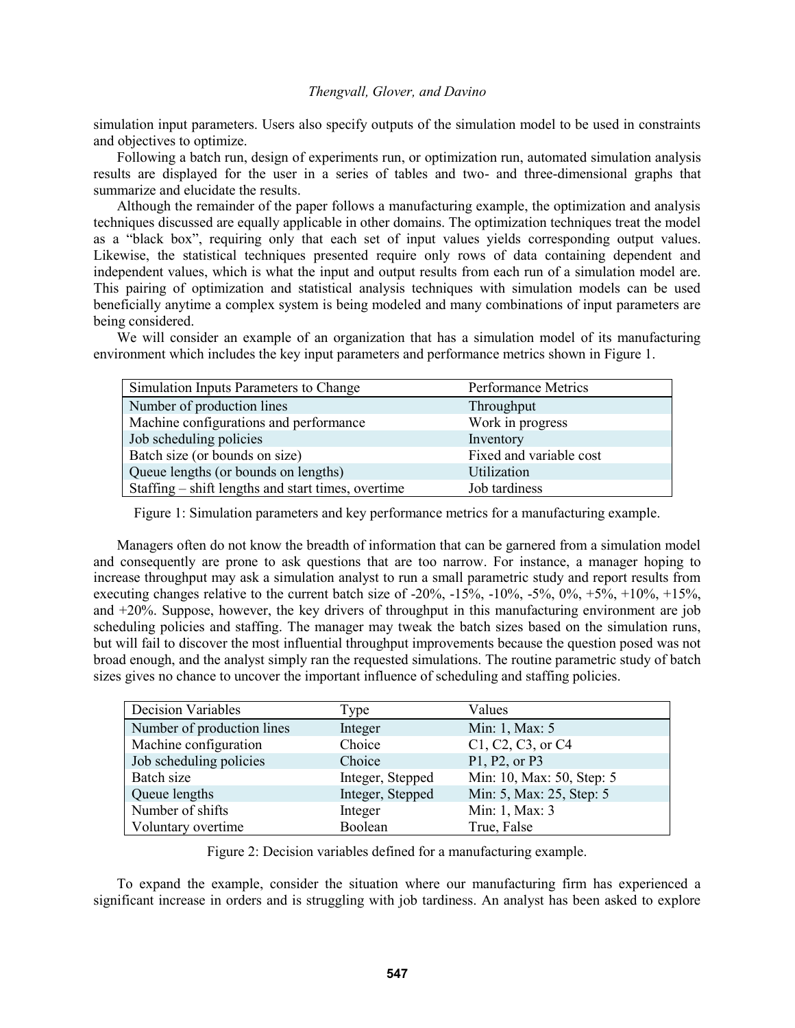simulation input parameters. Users also specify outputs of the simulation model to be used in constraints and objectives to optimize.

Following a batch run, design of experiments run, or optimization run, automated simulation analysis results are displayed for the user in a series of tables and two- and three-dimensional graphs that summarize and elucidate the results.

Although the remainder of the paper follows a manufacturing example, the optimization and analysis techniques discussed are equally applicable in other domains. The optimization techniques treat the model as a "black box", requiring only that each set of input values yields corresponding output values. Likewise, the statistical techniques presented require only rows of data containing dependent and independent values, which is what the input and output results from each run of a simulation model are. This pairing of optimization and statistical analysis techniques with simulation models can be used beneficially anytime a complex system is being modeled and many combinations of input parameters are being considered.

We will consider an example of an organization that has a simulation model of its manufacturing environment which includes the key input parameters and performance metrics shown in Figure 1.

| Simulation Inputs Parameters to Change | Performance Metrics |
|---|---|
| Number of production lines | Throughput |
| Machine configurations and performance | Work in progress |
| Job scheduling policies | Inventory |
| Batch size (or bounds on size) | Fixed and variable cost |
| Queue lengths (or bounds on lengths) | Utilization |
| Staffing – shift lengths and start times, overtime | Job tardiness |

Figure 1: Simulation parameters and key performance metrics for a manufacturing example.

Managers often do not know the breadth of information that can be garnered from a simulation model and consequently are prone to ask questions that are too narrow. For instance, a manager hoping to increase throughput may ask a simulation analyst to run a small parametric study and report results from executing changes relative to the current batch size of -20%, -15%, -10%, -5%, 0%, +5%, +10%, +15%, and +20%. Suppose, however, the key drivers of throughput in this manufacturing environment are job scheduling policies and staffing. The manager may tweak the batch sizes based on the simulation runs, but will fail to discover the most influential throughput improvements because the question posed was not broad enough, and the analyst simply ran the requested simulations. The routine parametric study of batch sizes gives no chance to uncover the important influence of scheduling and staffing policies.

| Decision Variables | Type | Values |
|---|---|---|
| Number of production lines | Integer | Min: 1, Max: 5 |
| Machine configuration | Choice | C1, C2, C3, or C4 |
| Job scheduling policies | Choice | P1, P2, or P3 |
| Batch size | Integer, Stepped | Min: 10, Max: 50, Step: 5 |
| Queue lengths | Integer, Stepped | Min: 5, Max: 25, Step: 5 |
| Number of shifts | Integer | Min: 1, Max: 3 |
| Voluntary overtime | Boolean | True, False |

Figure 2: Decision variables defined for a manufacturing example.

To expand the example, consider the situation where our manufacturing firm has experienced a significant increase in orders and is struggling with job tardiness. An analyst has been asked to explore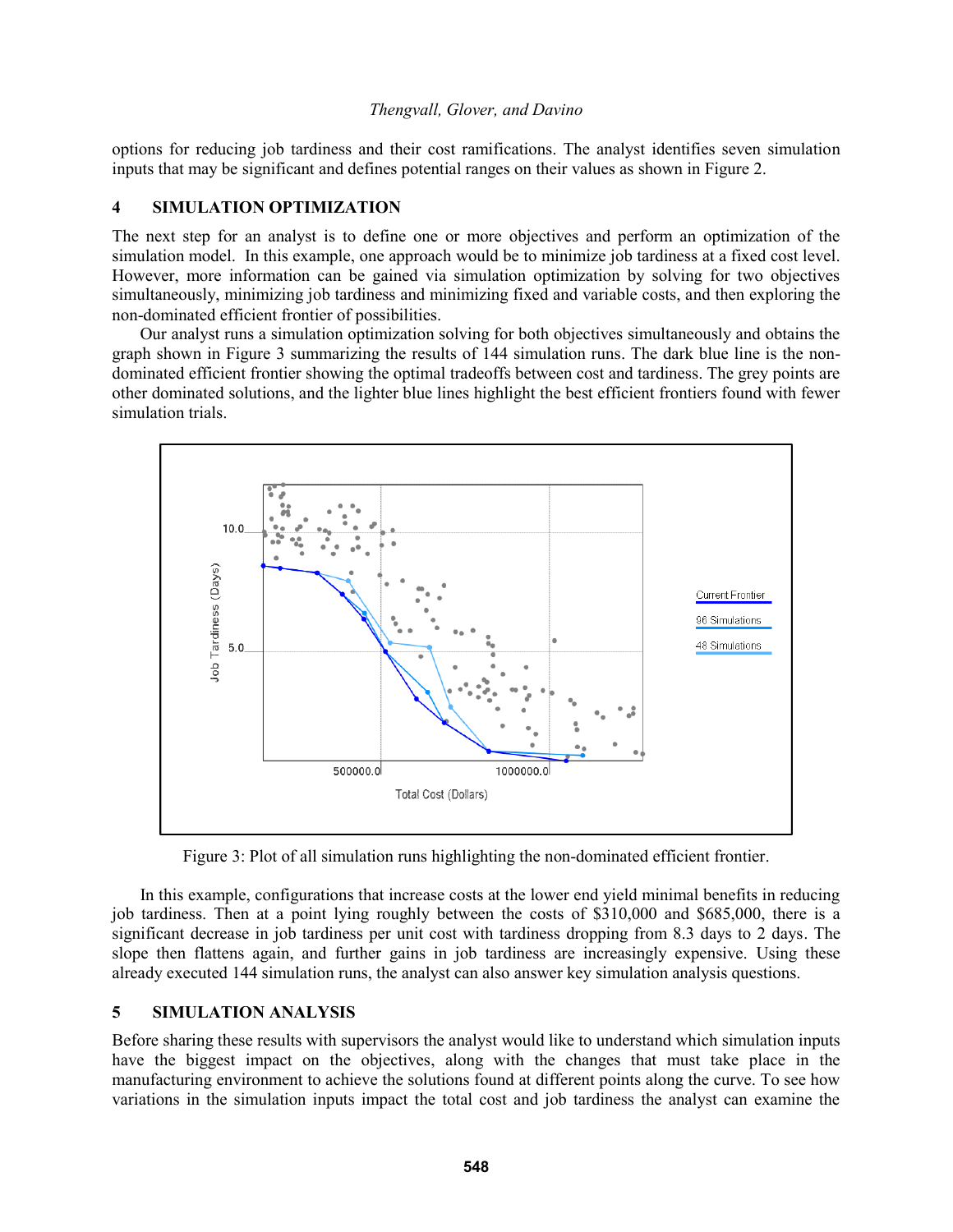options for reducing job tardiness and their cost ramifications. The analyst identifies seven simulation inputs that may be significant and defines potential ranges on their values as shown in Figure 2.

## 4 SIMULATION OPTIMIZATION

The next step for an analyst is to define one or more objectives and perform an optimization of the simulation model. In this example, one approach would be to minimize job tardiness at a fixed cost level. However, more information can be gained via simulation optimization by solving for two objectives simultaneously, minimizing job tardiness and minimizing fixed and variable costs, and then exploring the non-dominated efficient frontier of possibilities.

Our analyst runs a simulation optimization solving for both objectives simultaneously and obtains the graph shown in Figure 3 summarizing the results of 144 simulation runs. The dark blue line is the non-dominated efficient frontier showing the optimal tradeoffs between cost and tardiness. The grey points are other dominated solutions, and the lighter blue lines highlight the best efficient frontiers found with fewer simulation trials.

Figure 3: Plot of all simulation runs highlighting the non-dominated efficient frontier.

In this example, configurations that increase costs at the lower end yield minimal benefits in reducing job tardiness. Then at a point lying roughly between the costs of $310,000 and $685,000, there is a significant decrease in job tardiness per unit cost with tardiness dropping from 8.3 days to 2 days. The slope then flattens again, and further gains in job tardiness are increasingly expensive. Using these already executed 144 simulation runs, the analyst can also answer key simulation analysis questions.

## 5 SIMULATION ANALYSIS

Before sharing these results with supervisors the analyst would like to understand which simulation inputs have the biggest impact on the objectives, along with the changes that must take place in the manufacturing environment to achieve the solutions found at different points along the curve. To see how variations in the simulation inputs impact the total cost and job tardiness the analyst can examine the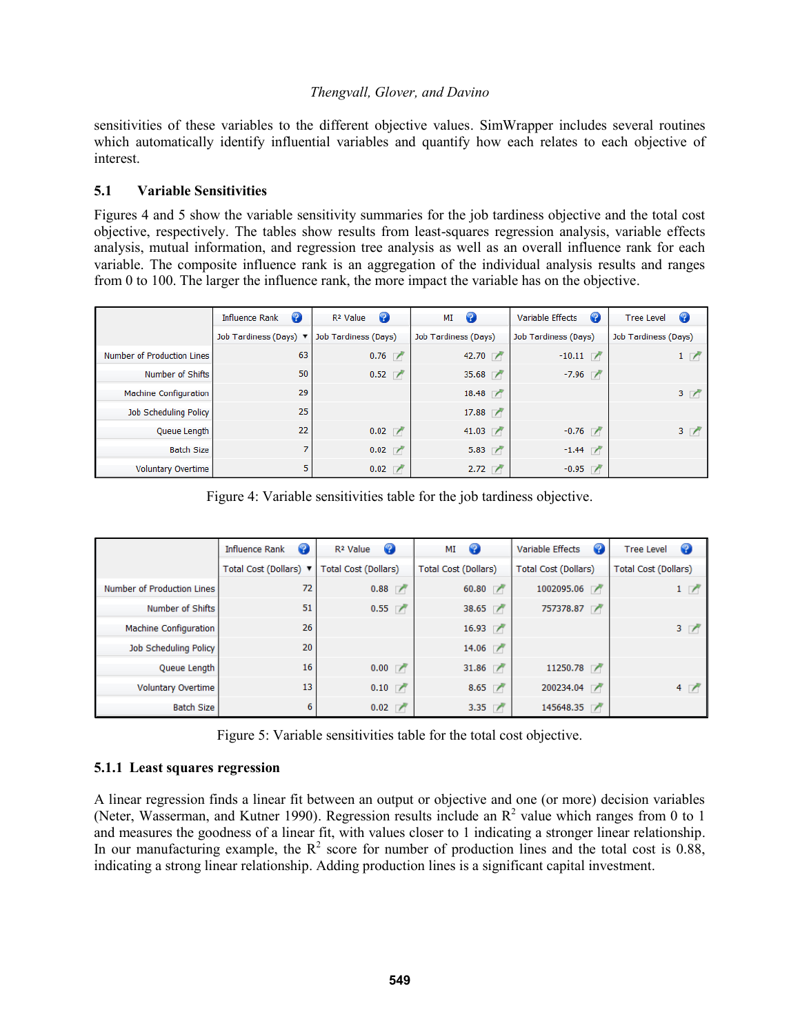sensitivities of these variables to the different objective values. SimWrapper includes several routines which automatically identify influential variables and quantify how each relates to each objective of interest.

## 5.1 Variable Sensitivities

Figures 4 and 5 show the variable sensitivity summaries for the job tardiness objective and the total cost objective, respectively. The tables show results from least-squares regression analysis, variable effects analysis, mutual information, and regression tree analysis as well as an overall influence rank for each variable. The composite influence rank is an aggregation of the individual analysis results and ranges from 0 to 100. The larger the influence rank, the more impact the variable has on the objective.

| | Influence Rank | R² Value | MI | Variable Effects | Tree Level |
|---|---|---|---|---|---|
| | Job Tardiness (Days) | Job Tardiness (Days) | Job Tardiness (Days) | Job Tardiness (Days) | Job Tardiness (Days) |
| Number of Production Lines | 63 | 0.76 | 42.70 | -10.11 | 1 |
| Number of Shifts | 50 | 0.52 | 35.68 | -7.96 | |
| Machine Configuration | 29 | | 18.48 | | 3 |
| Job Scheduling Policy | 25 | | 17.88 | | |
| Queue Length | 22 | 0.02 | 41.03 | -0.76 | 3 |
| Batch Size | 7 | 0.02 | 5.83 | -1.44 | |
| Voluntary Overtime | 5 | 0.02 | 2.72 | -0.95 | |

Figure 4: Variable sensitivities table for the job tardiness objective.

| | Influence Rank | R² Value | MI | Variable Effects | Tree Level |
|---|---|---|---|---|---|
| | Total Cost (Dollars) | Total Cost (Dollars) | Total Cost (Dollars) | Total Cost (Dollars) | Total Cost (Dollars) |
| Number of Production Lines | 72 | 0.88 | 60.80 | 1002095.06 | 1 |
| Number of Shifts | 51 | 0.55 | 38.65 | 757378.87 | |
| Machine Configuration | 26 | | 16.93 | | 3 |
| Job Scheduling Policy | 20 | | 14.06 | | |
| Queue Length | 16 | 0.00 | 31.86 | 11250.78 | |
| Voluntary Overtime | 13 | 0.10 | 8.65 | 200234.04 | 4 |
| Batch Size | 6 | 0.02 | 3.35 | 145648.35 | |

Figure 5: Variable sensitivities table for the total cost objective.

### 5.1.1 Least squares regression

A linear regression finds a linear fit between an output or objective and one (or more) decision variables (Neter, Wasserman, and Kutner 1990). Regression results include an $R^2$ value which ranges from 0 to 1 and measures the goodness of a linear fit, with values closer to 1 indicating a stronger linear relationship. In our manufacturing example, the $R^2$ score for number of production lines and the total cost is 0.88, indicating a strong linear relationship. Adding production lines is a significant capital investment.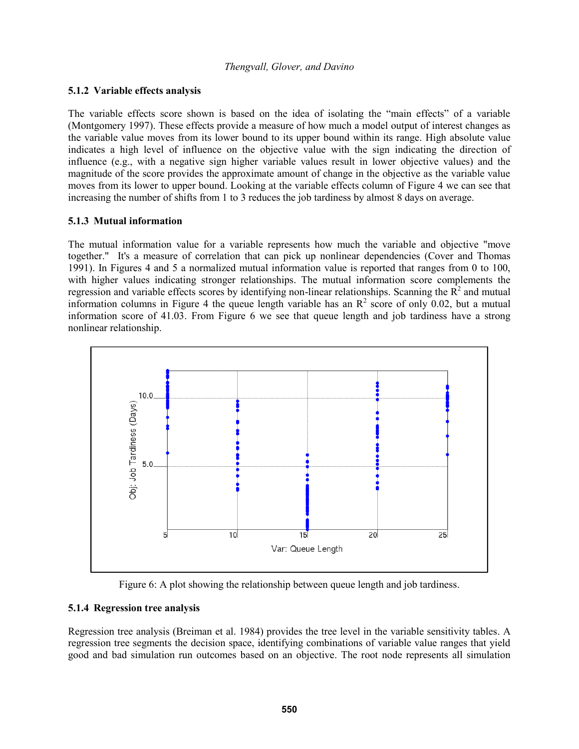### 5.1.2 Variable effects analysis

The variable effects score shown is based on the idea of isolating the "main effects" of a variable (Montgomery 1997). These effects provide a measure of how much a model output of interest changes as the variable value moves from its lower bound to its upper bound within its range. High absolute value indicates a high level of influence on the objective value with the sign indicating the direction of influence (e.g., with a negative sign higher variable values result in lower objective values) and the magnitude of the score provides the approximate amount of change in the objective as the variable value moves from its lower to upper bound. Looking at the variable effects column of Figure 4 we can see that increasing the number of shifts from 1 to 3 reduces the job tardiness by almost 8 days on average.

### 5.1.3 Mutual information

The mutual information value for a variable represents how much the variable and objective "move together." It's a measure of correlation that can pick up nonlinear dependencies (Cover and Thomas 1991). In Figures 4 and 5 a normalized mutual information value is reported that ranges from 0 to 100, with higher values indicating stronger relationships. The mutual information score complements the regression and variable effects scores by identifying non-linear relationships. Scanning the $R^2$ and mutual information columns in Figure 4 the queue length variable has an $R^2$ score of only 0.02, but a mutual information score of 41.03. From Figure 6 we see that queue length and job tardiness have a strong nonlinear relationship.

Figure 6: A plot showing the relationship between queue length and job tardiness.

### 5.1.4 Regression tree analysis

Regression tree analysis (Breiman et al. 1984) provides the tree level in the variable sensitivity tables. A regression tree segments the decision space, identifying combinations of variable value ranges that yield good and bad simulation run outcomes based on an objective. The root node represents all simulation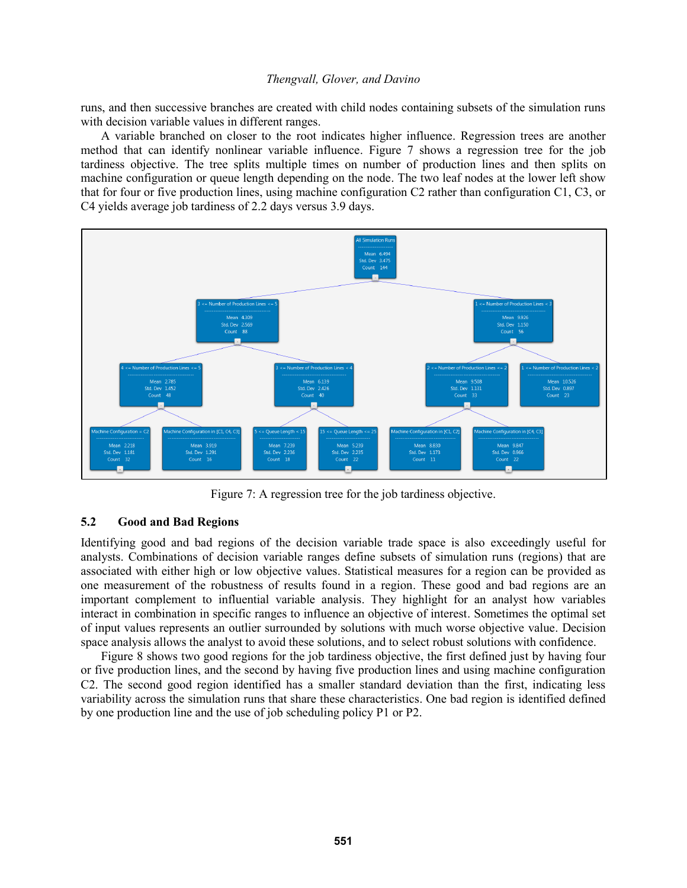runs, and then successive branches are created with child nodes containing subsets of the simulation runs with decision variable values in different ranges.

A variable branched on closer to the root indicates higher influence. Regression trees are another method that can identify nonlinear variable influence. Figure 7 shows a regression tree for the job tardiness objective. The tree splits multiple times on number of production lines and then splits on machine configuration or queue length depending on the node. The two leaf nodes at the lower left show that for four or five production lines, using machine configuration C2 rather than configuration C1, C3, or C4 yields average job tardiness of 2.2 days versus 3.9 days.

Figure 7: A regression tree for the job tardiness objective.

## 5.2 Good and Bad Regions

Identifying good and bad regions of the decision variable trade space is also exceedingly useful for analysts. Combinations of decision variable ranges define subsets of simulation runs (regions) that are associated with either high or low objective values. Statistical measures for a region can be provided as one measurement of the robustness of results found in a region. These good and bad regions are an important complement to influential variable analysis. They highlight for an analyst how variables interact in combination in specific ranges to influence an objective of interest. Sometimes the optimal set of input values represents an outlier surrounded by solutions with much worse objective value. Decision space analysis allows the analyst to avoid these solutions, and to select robust solutions with confidence.

Figure 8 shows two good regions for the job tardiness objective, the first defined just by having four or five production lines, and the second by having five production lines and using machine configuration C2. The second good region identified has a smaller standard deviation than the first, indicating less variability across the simulation runs that share these characteristics. One bad region is identified defined by one production line and the use of job scheduling policy P1 or P2.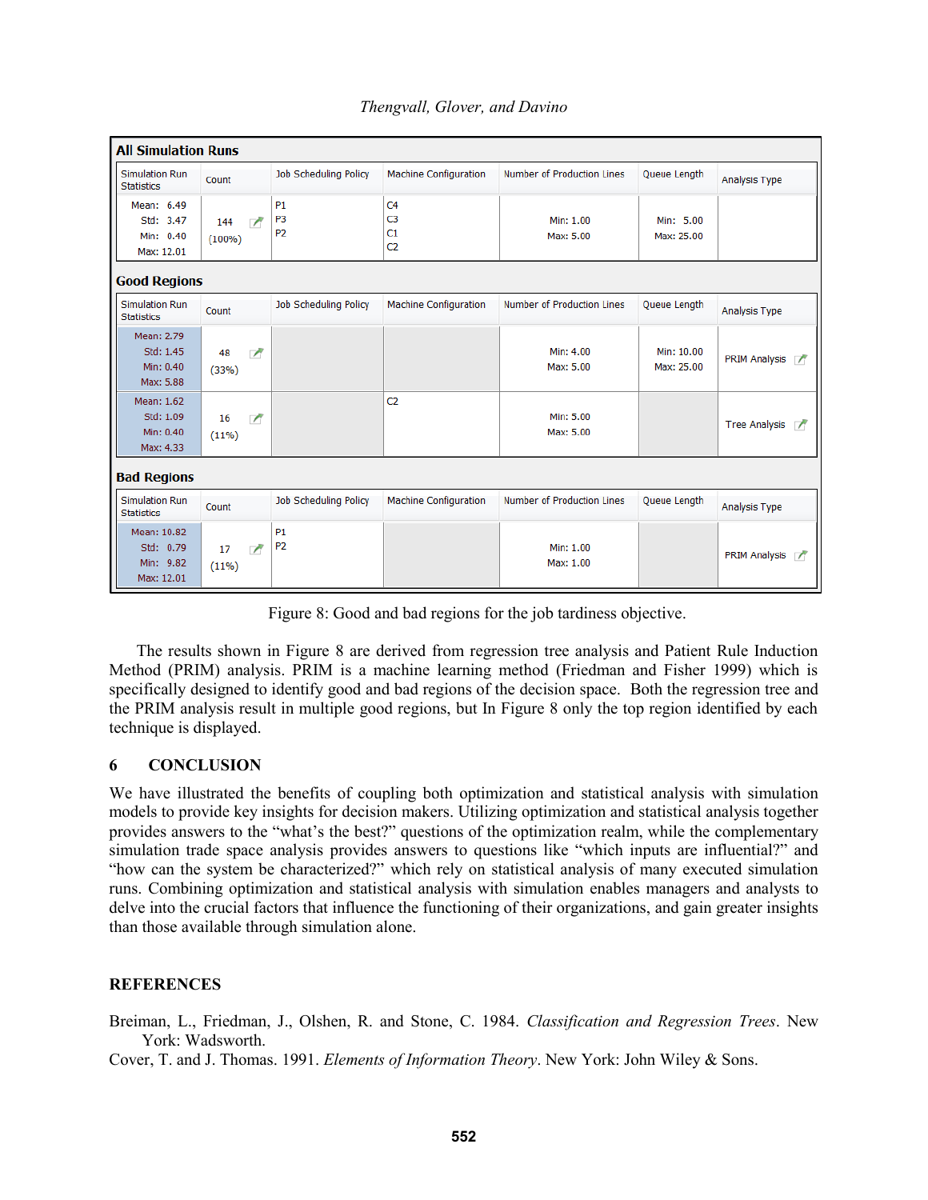**All Simulation Runs**

| Simulation Run Statistics | Count | Job Scheduling Policy | Machine Configuration | Number of Production Lines | Queue Length | Analysis Type |
|---|---|---|---|---|---|---|
| Mean: 6.49 Std: 3.47 Min: 0.40 Max: 12.01 | 144 (100%) | P1 P3 P2 | C4 C3 C1 C2 | Min: 1.00 Max: 5.00 | Min: 5.00 Max: 25.00 | |

**Good Regions**

| Simulation Run Statistics | Count | Job Scheduling Policy | Machine Configuration | Number of Production Lines | Queue Length | Analysis Type |
|---|---|---|---|---|---|---|
| Mean: 2.79 Std: 1.45 Min: 0.40 Max: 5.88 | 48 (33%) | | | Min: 4.00 Max: 5.00 | Min: 10.00 Max: 25.00 | PRIM Analysis |
| Mean: 1.62 Std: 1.09 Min: 0.40 Max: 4.33 | 16 (11%) | | C2 | Min: 5.00 Max: 5.00 | | Tree Analysis |

**Bad Regions**

| Simulation Run Statistics | Count | Job Scheduling Policy | Machine Configuration | Number of Production Lines | Queue Length | Analysis Type |
|---|---|---|---|---|---|---|
| Mean: 10.82 Std: 0.79 Min: 9.82 Max: 12.01 | 17 (11%) | P1 P2 | | Min: 1.00 Max: 1.00 | | PRIM Analysis |

Figure 8: Good and bad regions for the job tardiness objective.

The results shown in Figure 8 are derived from regression tree analysis and Patient Rule Induction Method (PRIM) analysis. PRIM is a machine learning method (Friedman and Fisher 1999) which is specifically designed to identify good and bad regions of the decision space. Both the regression tree and the PRIM analysis result in multiple good regions, but In Figure 8 only the top region identified by each technique is displayed.

## 6 CONCLUSION

We have illustrated the benefits of coupling both optimization and statistical analysis with simulation models to provide key insights for decision makers. Utilizing optimization and statistical analysis together provides answers to the "what's the best?" questions of the optimization realm, while the complementary simulation trade space analysis provides answers to questions like "which inputs are influential?" and "how can the system be characterized?" which rely on statistical analysis of many executed simulation runs. Combining optimization and statistical analysis with simulation enables managers and analysts to delve into the crucial factors that influence the functioning of their organizations, and gain greater insights than those available through simulation alone.

## REFERENCES

Breiman, L., Friedman, J., Olshen, R. and Stone, C. 1984. *Classification and Regression Trees*. New York: Wadsworth.

Cover, T. and J. Thomas. 1991. *Elements of Information Theory*. New York: John Wiley & Sons.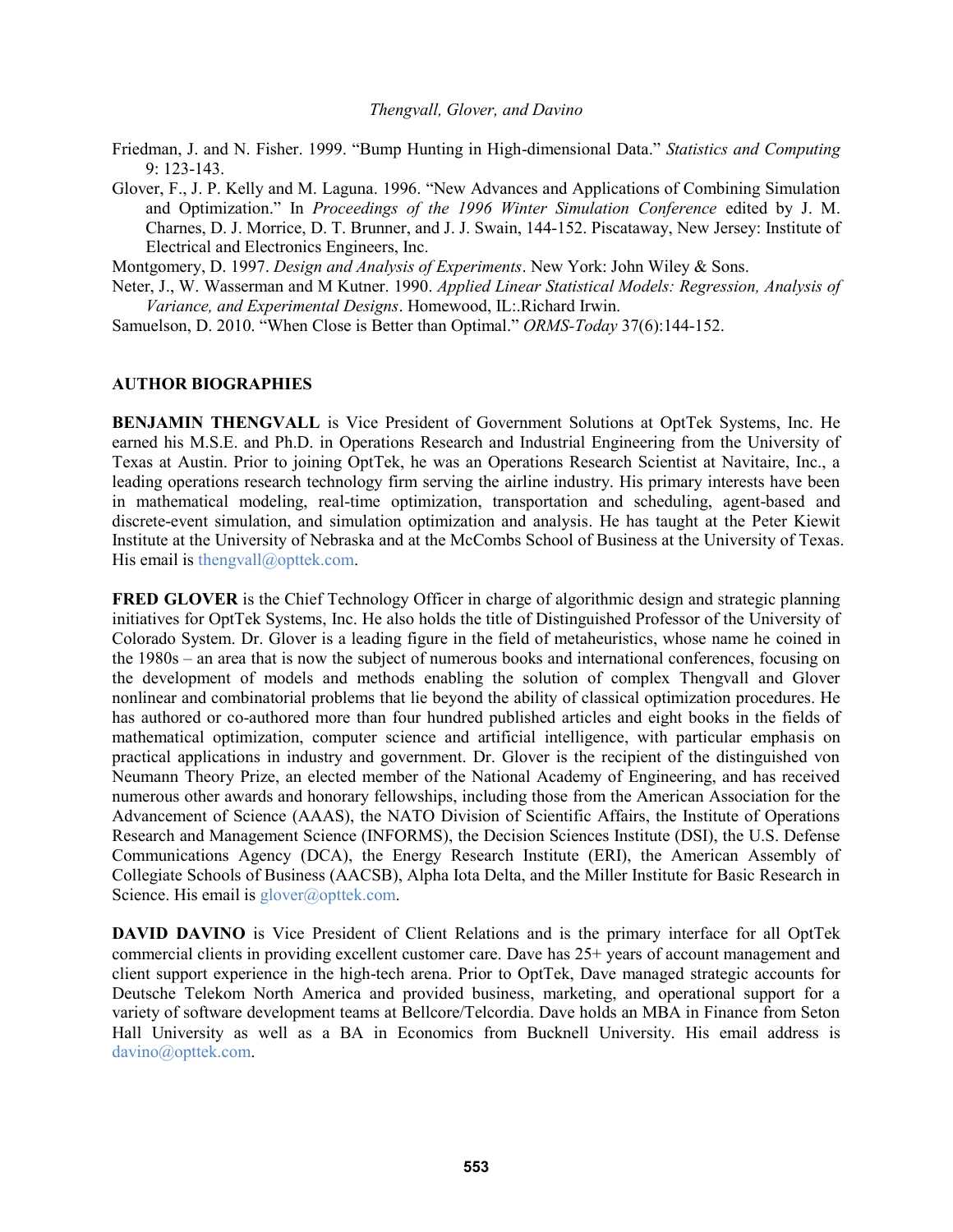Friedman, J. and N. Fisher. 1999. "Bump Hunting in High-dimensional Data." *Statistics and Computing* 9: 123-143.

Glover, F., J. P. Kelly and M. Laguna. 1996. "New Advances and Applications of Combining Simulation and Optimization." In *Proceedings of the 1996 Winter Simulation Conference* edited by J. M. Charnes, D. J. Morrice, D. T. Brunner, and J. J. Swain, 144-152. Piscataway, New Jersey: Institute of Electrical and Electronics Engineers, Inc.

Montgomery, D. 1997. *Design and Analysis of Experiments*. New York: John Wiley & Sons.

Neter, J., W. Wasserman and M Kutner. 1990. *Applied Linear Statistical Models: Regression, Analysis of Variance, and Experimental Designs*. Homewood, IL:.Richard Irwin.

Samuelson, D. 2010. "When Close is Better than Optimal." *ORMS-Today* 37(6):144-152.

## AUTHOR BIOGRAPHIES

**BENJAMIN THENGVALL** is Vice President of Government Solutions at OptTek Systems, Inc. He earned his M.S.E. and Ph.D. in Operations Research and Industrial Engineering from the University of Texas at Austin. Prior to joining OptTek, he was an Operations Research Scientist at Navitaire, Inc., a leading operations research technology firm serving the airline industry. His primary interests have been in mathematical modeling, real-time optimization, transportation and scheduling, agent-based and discrete-event simulation, and simulation optimization and analysis. He has taught at the Peter Kiewit Institute at the University of Nebraska and at the McCombs School of Business at the University of Texas. His email is thengvall@opttek.com.

**FRED GLOVER** is the Chief Technology Officer in charge of algorithmic design and strategic planning initiatives for OptTek Systems, Inc. He also holds the title of Distinguished Professor of the University of Colorado System. Dr. Glover is a leading figure in the field of metaheuristics, whose name he coined in the 1980s – an area that is now the subject of numerous books and international conferences, focusing on the development of models and methods enabling the solution of complex Thengvall and Glover nonlinear and combinatorial problems that lie beyond the ability of classical optimization procedures. He has authored or co-authored more than four hundred published articles and eight books in the fields of mathematical optimization, computer science and artificial intelligence, with particular emphasis on practical applications in industry and government. Dr. Glover is the recipient of the distinguished von Neumann Theory Prize, an elected member of the National Academy of Engineering, and has received numerous other awards and honorary fellowships, including those from the American Association for the Advancement of Science (AAAS), the NATO Division of Scientific Affairs, the Institute of Operations Research and Management Science (INFORMS), the Decision Sciences Institute (DSI), the U.S. Defense Communications Agency (DCA), the Energy Research Institute (ERI), the American Assembly of Collegiate Schools of Business (AACSB), Alpha Iota Delta, and the Miller Institute for Basic Research in Science. His email is glover@opttek.com.

**DAVID DAVINO** is Vice President of Client Relations and is the primary interface for all OptTek commercial clients in providing excellent customer care. Dave has 25+ years of account management and client support experience in the high-tech arena. Prior to OptTek, Dave managed strategic accounts for Deutsche Telekom North America and provided business, marketing, and operational support for a variety of software development teams at Bellcore/Telcordia. Dave holds an MBA in Finance from Seton Hall University as well as a BA in Economics from Bucknell University. His email address is davino@opttek.com.